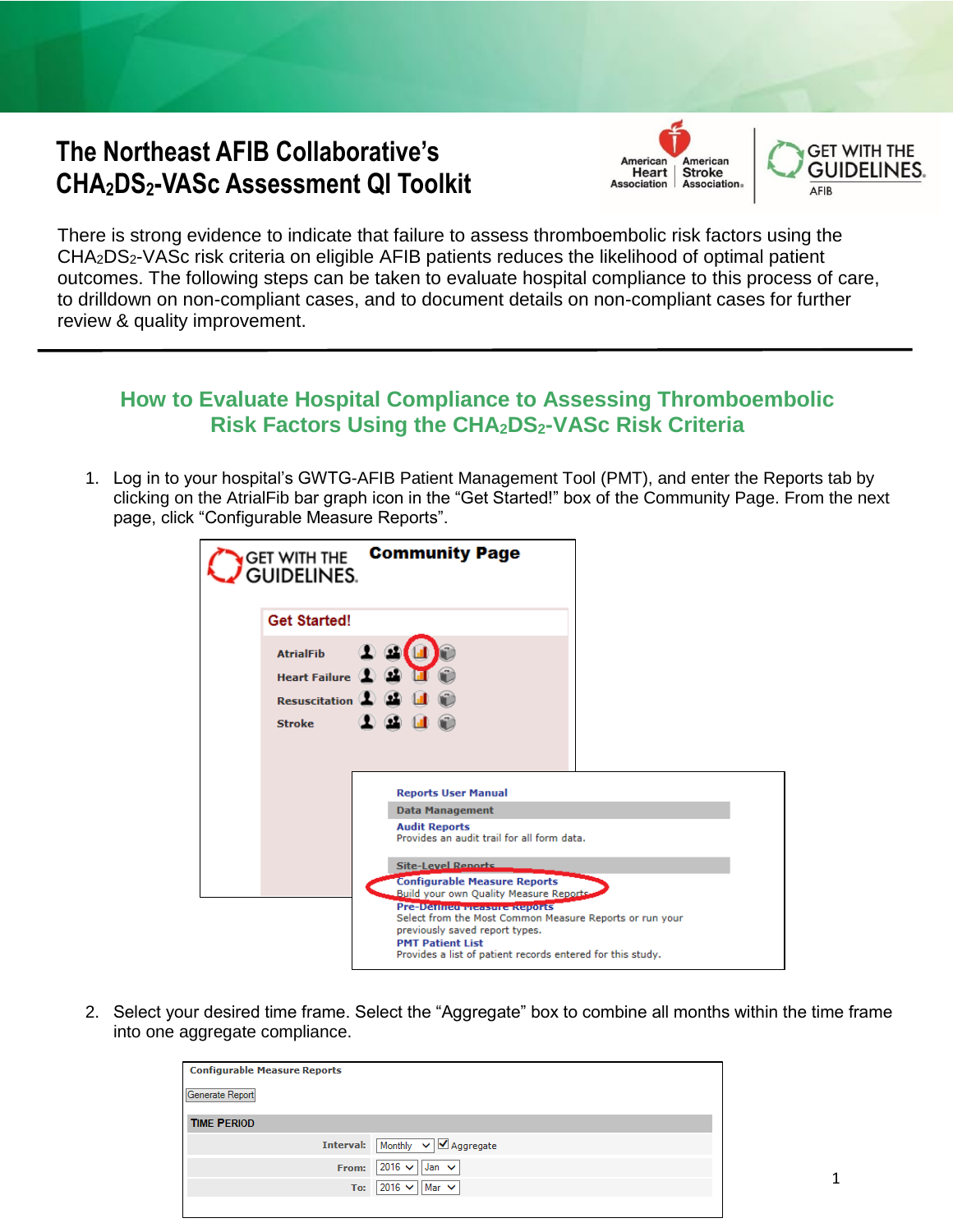# The Northeast AFIB Collaborative's $CHA_2DS_2$-VASc Assessment QI Toolkit

There is strong evidence to indicate that failure to assess thromboembolic risk factors using the $CHA_2DS_2$-VASc risk criteria on eligible AFIB patients reduces the likelihood of optimal patient outcomes. The following steps can be taken to evaluate hospital compliance to this process of care, to drilldown on non-compliant cases, and to document details on non-compliant cases for further review & quality improvement.

## How to Evaluate Hospital Compliance to Assessing Thromboembolic Risk Factors Using the $CHA_2DS_2$-VASc Risk Criteria

1. Log in to your hospital's GWTG-AFIB Patient Management Tool (PMT), and enter the Reports tab by clicking on the AtrialFib bar graph icon in the "Get Started!" box of the Community Page. From the next page, click "Configurable Measure Reports".

2. Select your desired time frame. Select the "Aggregate" box to combine all months within the time frame into one aggregate compliance.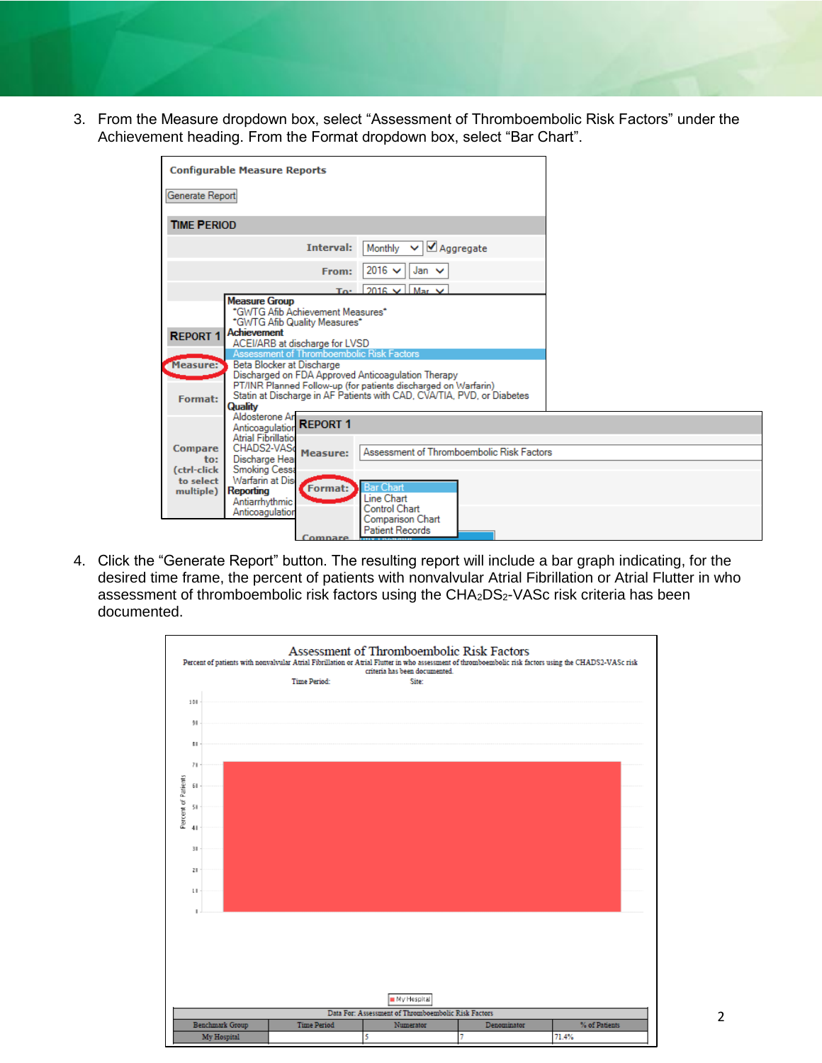3. From the Measure dropdown box, select "Assessment of Thromboembolic Risk Factors" under the Achievement heading. From the Format dropdown box, select "Bar Chart".

4. Click the "Generate Report" button. The resulting report will include a bar graph indicating, for the desired time frame, the percent of patients with nonvalvular Atrial Fibrillation or Atrial Flutter in who assessment of thromboembolic risk factors using the $CHA_2DS_2$-VASc risk criteria has been documented.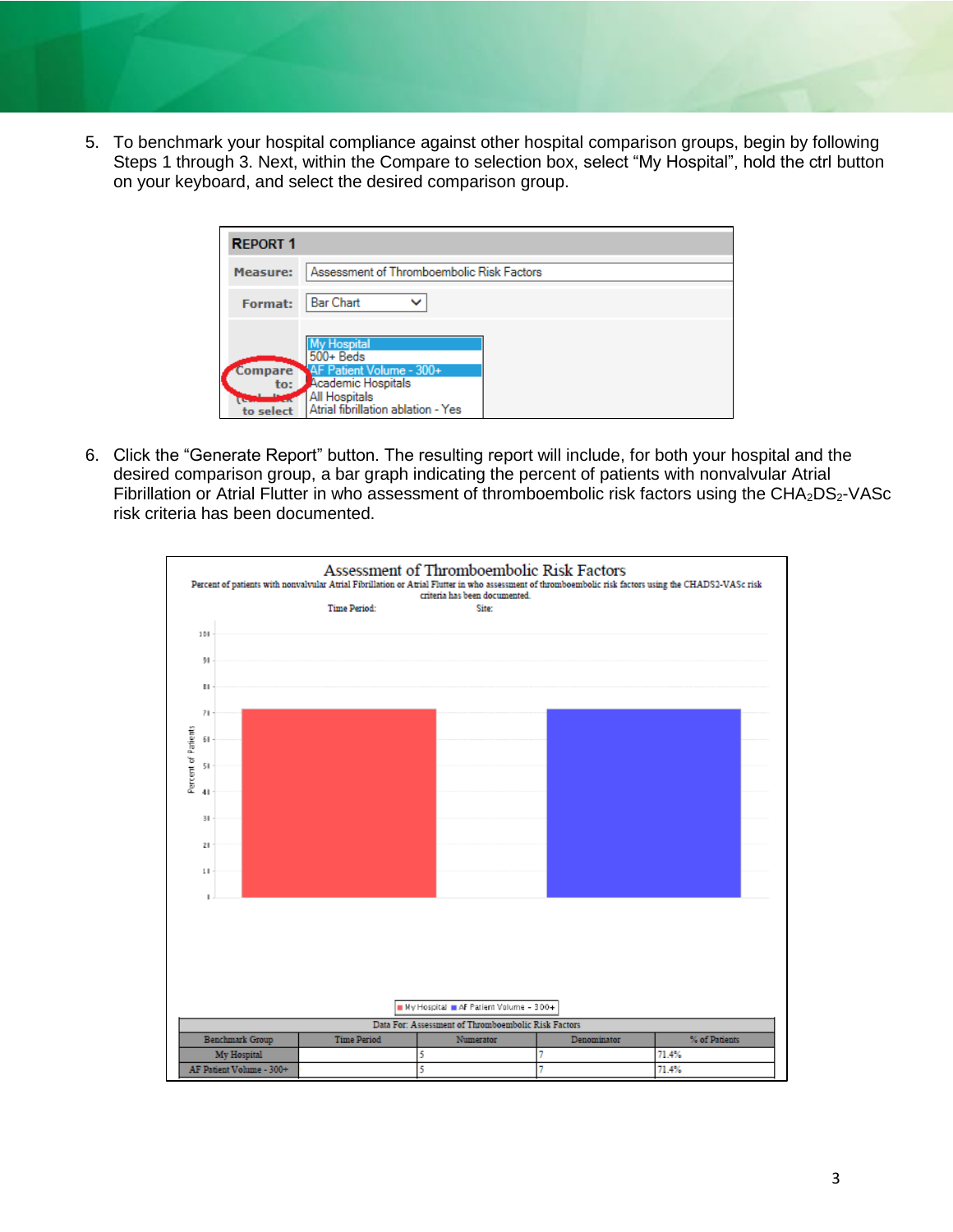5. To benchmark your hospital compliance against other hospital comparison groups, begin by following Steps 1 through 3. Next, within the Compare to selection box, select "My Hospital", hold the ctrl button on your keyboard, and select the desired comparison group.

| REPORT 1 | |
|---|---|
| Measure: | Assessment of Thromboembolic Risk Factors |
| Format: | Bar Chart |
| Compare to: (ctrl-click to select) | My Hospital<br>500+ Beds<br>AF Patient Volume - 300+<br>Academic Hospitals<br>All Hospitals<br>Atrial fibrillation ablation - Yes |

6. Click the "Generate Report" button. The resulting report will include, for both your hospital and the desired comparison group, a bar graph indicating the percent of patients with nonvalvular Atrial Fibrillation or Atrial Flutter in who assessment of thromboembolic risk factors using the $CHA_2DS_2$-VASc risk criteria has been documented.

**Assessment of Thromboembolic Risk Factors**

Percent of patients with nonvalvular Atrial Fibrillation or Atrial Flutter in who assessment of thromboembolic risk factors using the CHADS2-VASc risk criteria has been documented.

Time Period: Site:

■ My Hospital ■ AF Patient Volume - 300+

| Data For: Assessment of Thromboembolic Risk Factors | | | | |
|---|---|---|---|---|
| Benchmark Group | Time Period | Numerator | Denominator | % of Patients |
| My Hospital | | 5 | 7 | 71.4% |
| AF Patient Volume - 300+ | | 5 | 7 | 71.4% |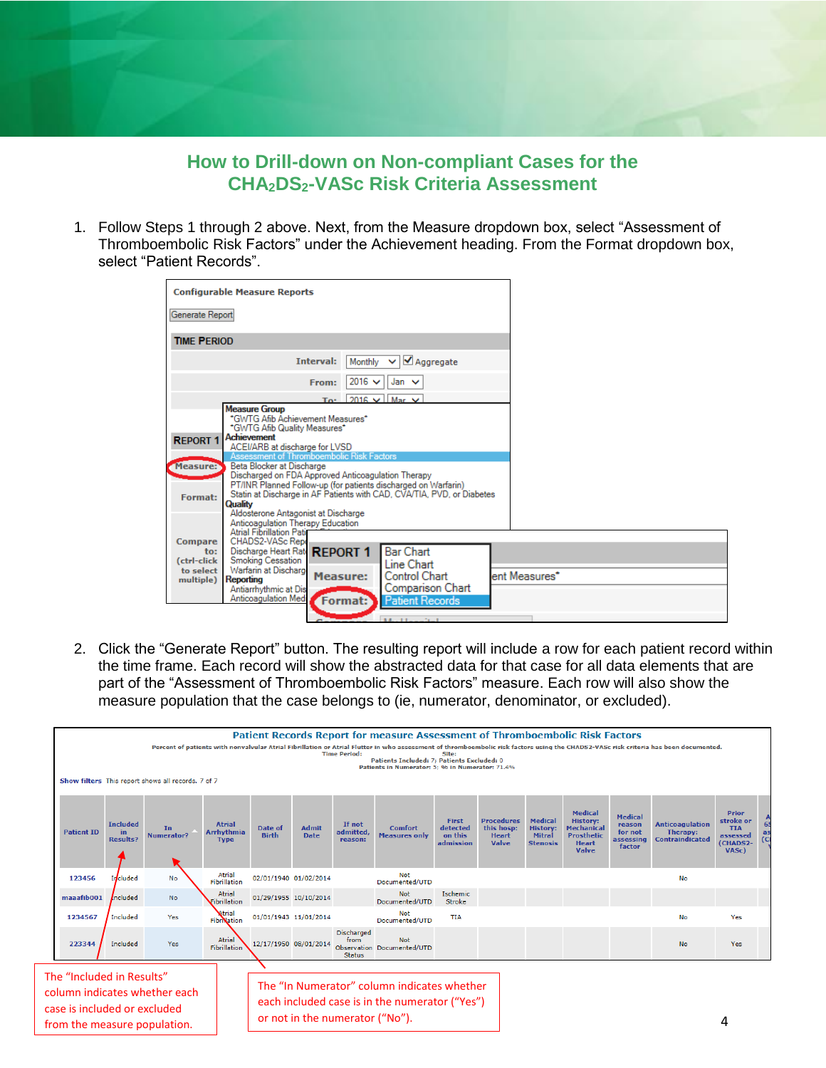## How to Drill-down on Non-compliant Cases for the $CHA_2DS_2$-VASc Risk Criteria Assessment

1. Follow Steps 1 through 2 above. Next, from the Measure dropdown box, select "Assessment of Thromboembolic Risk Factors" under the Achievement heading. From the Format dropdown box, select "Patient Records".

2. Click the "Generate Report" button. The resulting report will include a row for each patient record within the time frame. Each record will show the abstracted data for that case for all data elements that are part of the "Assessment of Thromboembolic Risk Factors" measure. Each row will also show the measure population that the case belongs to (ie, numerator, denominator, or excluded).

The "Included in Results" column indicates whether each case is included or excluded from the measure population.

The "In Numerator" column indicates whether each included case is in the numerator ("Yes") or not in the numerator ("No").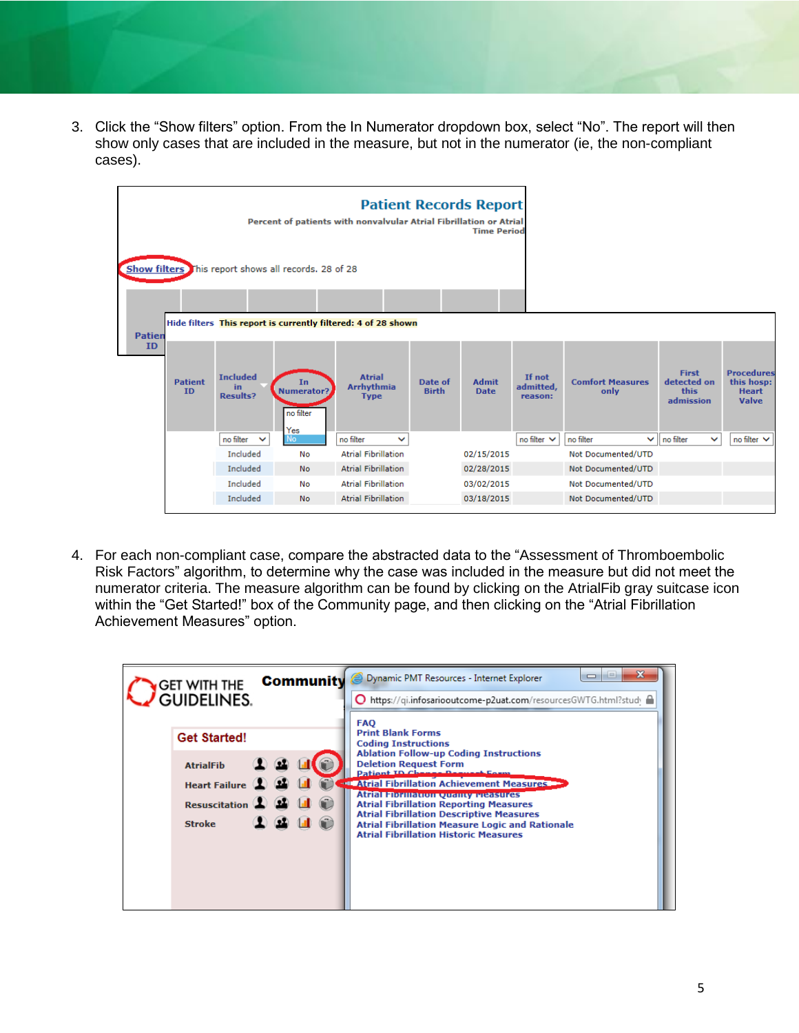3. Click the “Show filters” option. From the In Numerator dropdown box, select “No”. The report will then show only cases that are included in the measure, but not in the numerator (ie, the non-compliant cases).

4. For each non-compliant case, compare the abstracted data to the “Assessment of Thromboembolic Risk Factors” algorithm, to determine why the case was included in the measure but did not meet the numerator criteria. The measure algorithm can be found by clicking on the AtrialFib gray suitcase icon within the “Get Started!” box of the Community page, and then clicking on the “Atrial Fibrillation Achievement Measures” option.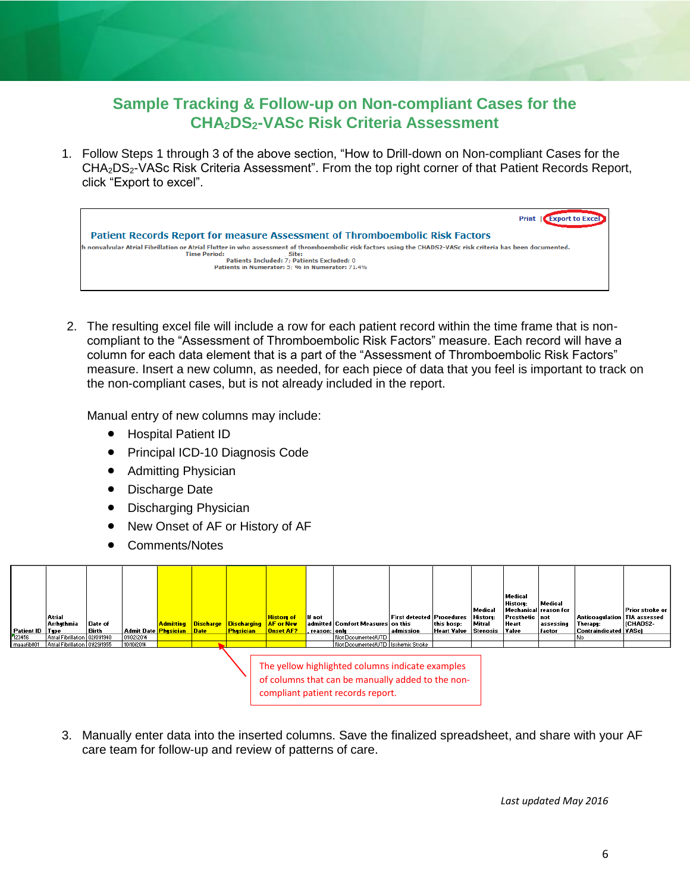# Sample Tracking & Follow-up on Non-compliant Cases for the $CHA_2DS_2$-VASc Risk Criteria Assessment

1. Follow Steps 1 through 3 of the above section, "How to Drill-down on Non-compliant Cases for the $CHA_2DS_2$-VASc Risk Criteria Assessment". From the top right corner of that Patient Records Report, click "Export to excel".

Print | Export to Excel

**Patient Records Report for measure Assessment of Thromboembolic Risk Factors**

h nonvalvular Atrial Fibrillation or Atrial Flutter in who assessment of thromboembolic risk factors using the CHADS2-VASc risk criteria has been documented.
Time Period: Site:
Patients Included: 7; Patients Excluded: 0
Patients in Numerator: 5; % in Numerator: 71.4%

2. The resulting excel file will include a row for each patient record within the time frame that is non-compliant to the "Assessment of Thromboembolic Risk Factors" measure. Each record will have a column for each data element that is a part of the "Assessment of Thromboembolic Risk Factors" measure. Insert a new column, as needed, for each piece of data that you feel is important to track on the non-compliant cases, but is not already included in the report.

   Manual entry of new columns may include:

   - Hospital Patient ID
   - Principal ICD-10 Diagnosis Code
   - Admitting Physician
   - Discharge Date
   - Discharging Physician
   - New Onset of AF or History of AF
   - Comments/Notes

| Patient ID | Atrial Arrhythmia Type | Date of Birth | Admit Date | Admitting Physician | Discharge Date | Discharging Physician | History of AF or New Onset AF? | If not admitted, reason: | Comfort Measures only | First detected on this admission | Procedures this hosp: Heart Valve | Medical History: Mitral Stenosis | Medical History: Mechanical Prosthetic Heart Valve | Medical reason for not assessing factor | Anticoagulation Therapy: Contraindicated | Prior stroke or TIA assessed (CHADS2-VASc) |
|---|---|---|---|---|---|---|---|---|---|---|---|---|---|---|---|---|
| 123456 | Atrial Fibrillation | 02/01/1940 | 01/02/2014 | | | | | | Not Documented/UTD | | | | | | No | |
| maaafib001 | Atrial Fibrillation | 01/29/1955 | 10/10/2014 | | | | | | Not Documented/UTD | Ischemic Stroke | | | | | | |

The yellow highlighted columns indicate examples of columns that can be manually added to the non-compliant patient records report.

3. Manually enter data into the inserted columns. Save the finalized spreadsheet, and share with your AF care team for follow-up and review of patterns of care.

*Last updated May 2016*